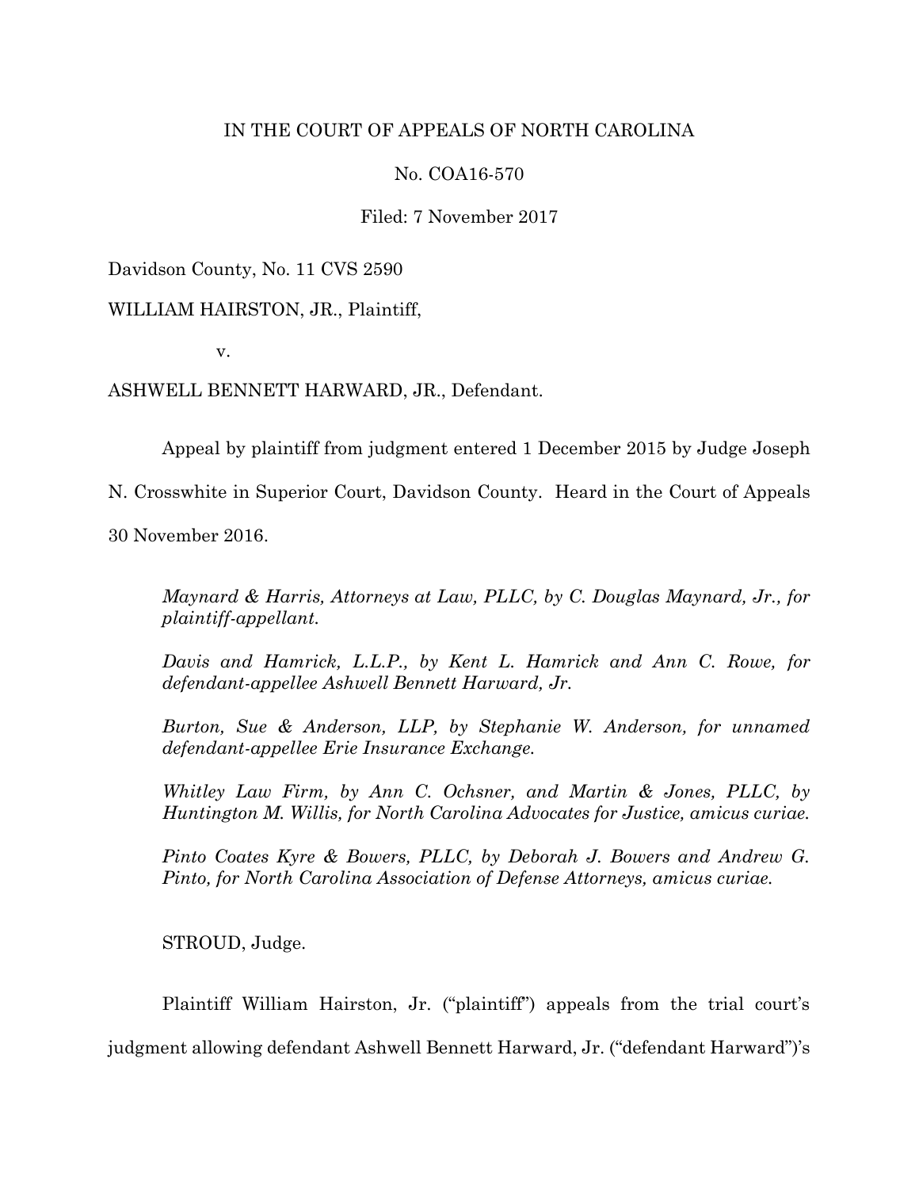IN THE COURT OF APPEALS OF NORTH CAROLINA

No. COA16-570

Filed: 7 November 2017

Davidson County, No. 11 CVS 2590

WILLIAM HAIRSTON, JR., Plaintiff,

v.

ASHWELL BENNETT HARWARD, JR., Defendant.

Appeal by plaintiff from judgment entered 1 December 2015 by Judge Joseph N. Crosswhite in Superior Court, Davidson County. Heard in the Court of Appeals 30 November 2016.

*Maynard & Harris, Attorneys at Law, PLLC, by C. Douglas Maynard, Jr., for plaintiff-appellant.*

*Davis and Hamrick, L.L.P., by Kent L. Hamrick and Ann C. Rowe, for defendant-appellee Ashwell Bennett Harward, Jr.*

*Burton, Sue & Anderson, LLP, by Stephanie W. Anderson, for unnamed defendant-appellee Erie Insurance Exchange.*

*Whitley Law Firm, by Ann C. Ochsner, and Martin & Jones, PLLC, by Huntington M. Willis, for North Carolina Advocates for Justice, amicus curiae.*

*Pinto Coates Kyre & Bowers, PLLC, by Deborah J. Bowers and Andrew G. Pinto, for North Carolina Association of Defense Attorneys, amicus curiae.*

STROUD, Judge.

Plaintiff William Hairston, Jr. ("plaintiff") appeals from the trial court's judgment allowing defendant Ashwell Bennett Harward, Jr. ("defendant Harward")'s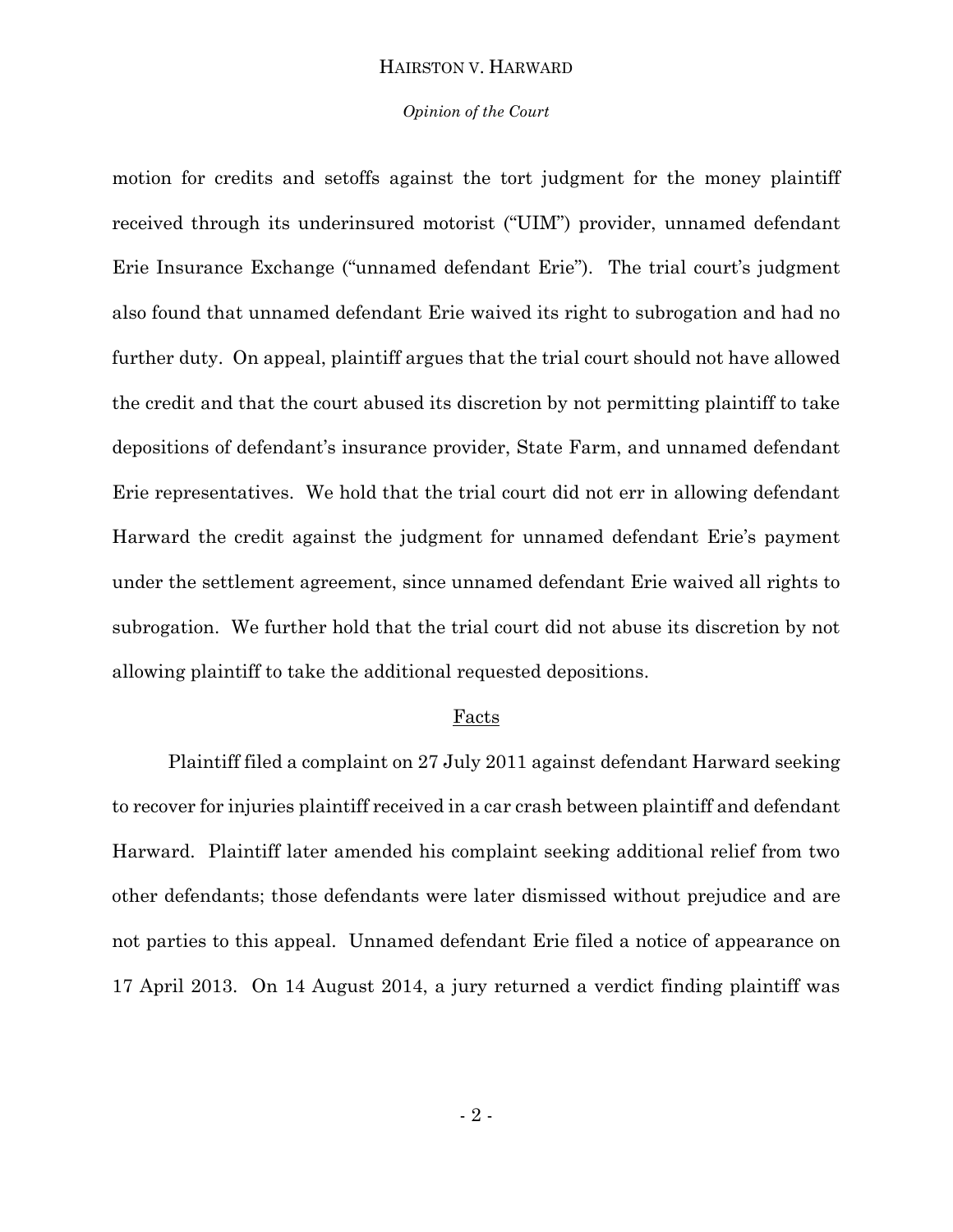motion for credits and setoffs against the tort judgment for the money plaintiff received through its underinsured motorist ("UIM") provider, unnamed defendant Erie Insurance Exchange ("unnamed defendant Erie"). The trial court's judgment also found that unnamed defendant Erie waived its right to subrogation and had no further duty. On appeal, plaintiff argues that the trial court should not have allowed the credit and that the court abused its discretion by not permitting plaintiff to take depositions of defendant's insurance provider, State Farm, and unnamed defendant Erie representatives. We hold that the trial court did not err in allowing defendant Harward the credit against the judgment for unnamed defendant Erie's payment under the settlement agreement, since unnamed defendant Erie waived all rights to subrogation. We further hold that the trial court did not abuse its discretion by not allowing plaintiff to take the additional requested depositions.

## Facts

Plaintiff filed a complaint on 27 July 2011 against defendant Harward seeking to recover for injuries plaintiff received in a car crash between plaintiff and defendant Harward. Plaintiff later amended his complaint seeking additional relief from two other defendants; those defendants were later dismissed without prejudice and are not parties to this appeal. Unnamed defendant Erie filed a notice of appearance on 17 April 2013. On 14 August 2014, a jury returned a verdict finding plaintiff was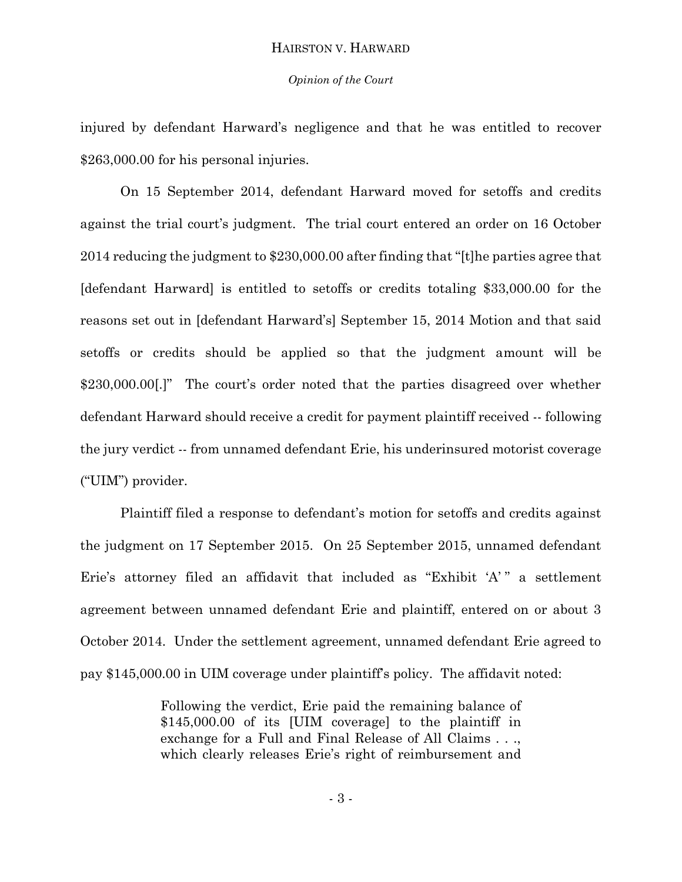injured by defendant Harward's negligence and that he was entitled to recover $263,000.00 for his personal injuries.

On 15 September 2014, defendant Harward moved for setoffs and credits against the trial court's judgment. The trial court entered an order on 16 October 2014 reducing the judgment to $230,000.00 after finding that "[t]he parties agree that [defendant Harward] is entitled to setoffs or credits totaling $33,000.00 for the reasons set out in [defendant Harward's] September 15, 2014 Motion and that said setoffs or credits should be applied so that the judgment amount will be $230,000.00[.]" The court's order noted that the parties disagreed over whether defendant Harward should receive a credit for payment plaintiff received -- following the jury verdict -- from unnamed defendant Erie, his underinsured motorist coverage ("UIM") provider.

Plaintiff filed a response to defendant's motion for setoffs and credits against the judgment on 17 September 2015. On 25 September 2015, unnamed defendant Erie's attorney filed an affidavit that included as "Exhibit 'A' " a settlement agreement between unnamed defendant Erie and plaintiff, entered on or about 3 October 2014. Under the settlement agreement, unnamed defendant Erie agreed to pay $145,000.00 in UIM coverage under plaintiff's policy. The affidavit noted:

> Following the verdict, Erie paid the remaining balance of $145,000.00 of its [UIM coverage] to the plaintiff in exchange for a Full and Final Release of All Claims . . ., which clearly releases Erie's right of reimbursement and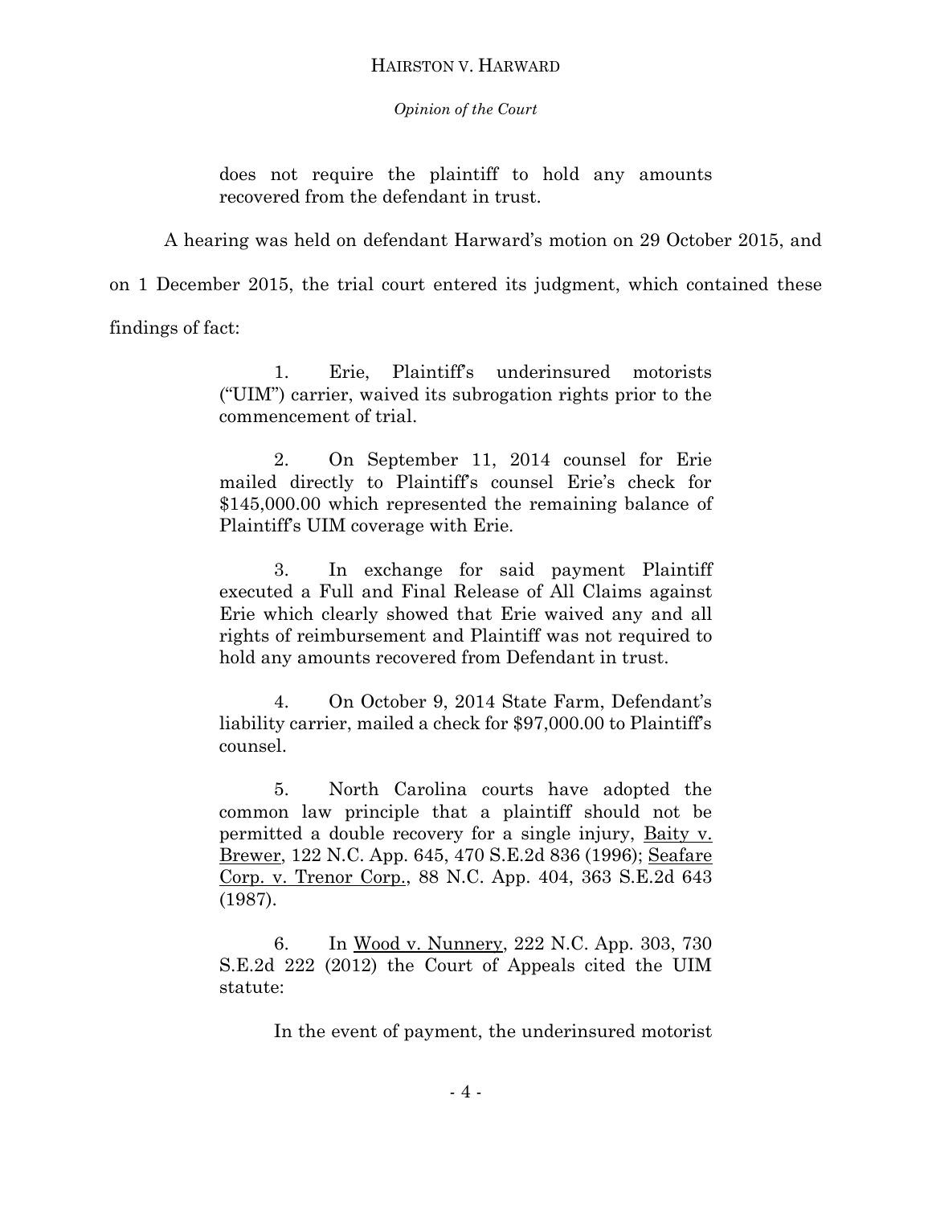> does not require the plaintiff to hold any amounts recovered from the defendant in trust.

A hearing was held on defendant Harward's motion on 29 October 2015, and on 1 December 2015, the trial court entered its judgment, which contained these findings of fact:

> 1. Erie, Plaintiff's underinsured motorists ("UIM") carrier, waived its subrogation rights prior to the commencement of trial.
>
> 2. On September 11, 2014 counsel for Erie mailed directly to Plaintiff's counsel Erie's check for \$145,000.00 which represented the remaining balance of Plaintiff's UIM coverage with Erie.
>
> 3. In exchange for said payment Plaintiff executed a Full and Final Release of All Claims against Erie which clearly showed that Erie waived any and all rights of reimbursement and Plaintiff was not required to hold any amounts recovered from Defendant in trust.
>
> 4. On October 9, 2014 State Farm, Defendant's liability carrier, mailed a check for \$97,000.00 to Plaintiff's counsel.
>
> 5. North Carolina courts have adopted the common law principle that a plaintiff should not be permitted a double recovery for a single injury, Baity v. Brewer, 122 N.C. App. 645, 470 S.E.2d 836 (1996); Seafare Corp. v. Trenor Corp., 88 N.C. App. 404, 363 S.E.2d 643 (1987).
>
> 6. In Wood v. Nunnery, 222 N.C. App. 303, 730 S.E.2d 222 (2012) the Court of Appeals cited the UIM statute:
>
> In the event of payment, the underinsured motorist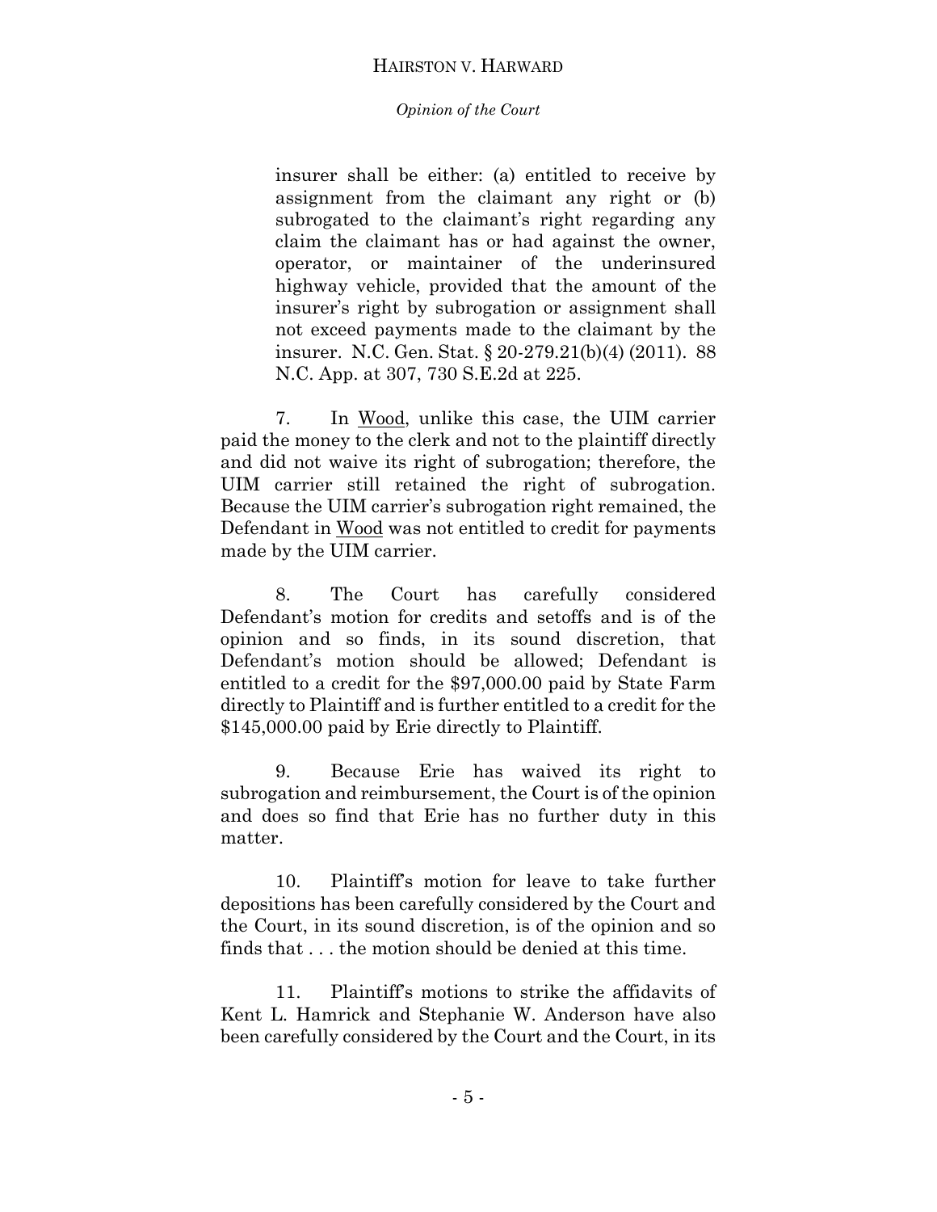> insurer shall be either: (a) entitled to receive by assignment from the claimant any right or (b) subrogated to the claimant's right regarding any claim the claimant has or had against the owner, operator, or maintainer of the underinsured highway vehicle, provided that the amount of the insurer's right by subrogation or assignment shall not exceed payments made to the claimant by the insurer. N.C. Gen. Stat. § 20-279.21(b)(4) (2011). 88 N.C. App. at 307, 730 S.E.2d at 225.

7. In Wood, unlike this case, the UIM carrier paid the money to the clerk and not to the plaintiff directly and did not waive its right of subrogation; therefore, the UIM carrier still retained the right of subrogation. Because the UIM carrier's subrogation right remained, the Defendant in Wood was not entitled to credit for payments made by the UIM carrier.

8. The Court has carefully considered Defendant's motion for credits and setoffs and is of the opinion and so finds, in its sound discretion, that Defendant's motion should be allowed; Defendant is entitled to a credit for the $97,000.00 paid by State Farm directly to Plaintiff and is further entitled to a credit for the $145,000.00 paid by Erie directly to Plaintiff.

9. Because Erie has waived its right to subrogation and reimbursement, the Court is of the opinion and does so find that Erie has no further duty in this matter.

10. Plaintiff's motion for leave to take further depositions has been carefully considered by the Court and the Court, in its sound discretion, is of the opinion and so finds that . . . the motion should be denied at this time.

11. Plaintiff's motions to strike the affidavits of Kent L. Hamrick and Stephanie W. Anderson have also been carefully considered by the Court and the Court, in its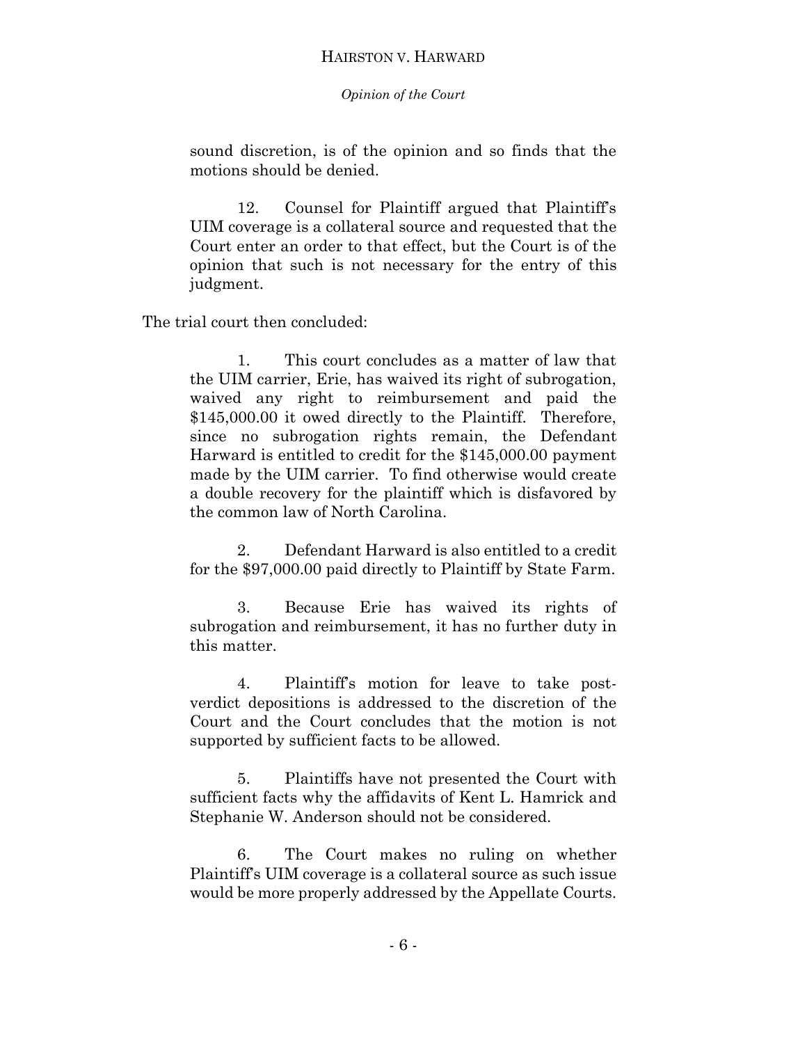> sound discretion, is of the opinion and so finds that the motions should be denied.
>
> 12. Counsel for Plaintiff argued that Plaintiff's UIM coverage is a collateral source and requested that the Court enter an order to that effect, but the Court is of the opinion that such is not necessary for the entry of this judgment.

The trial court then concluded:

> 1. This court concludes as a matter of law that the UIM carrier, Erie, has waived its right of subrogation, waived any right to reimbursement and paid the $145,000.00 it owed directly to the Plaintiff. Therefore, since no subrogation rights remain, the Defendant Harward is entitled to credit for the $145,000.00 payment made by the UIM carrier. To find otherwise would create a double recovery for the plaintiff which is disfavored by the common law of North Carolina.
>
> 2. Defendant Harward is also entitled to a credit for the $97,000.00 paid directly to Plaintiff by State Farm.
>
> 3. Because Erie has waived its rights of subrogation and reimbursement, it has no further duty in this matter.
>
> 4. Plaintiff's motion for leave to take post-verdict depositions is addressed to the discretion of the Court and the Court concludes that the motion is not supported by sufficient facts to be allowed.
>
> 5. Plaintiffs have not presented the Court with sufficient facts why the affidavits of Kent L. Hamrick and Stephanie W. Anderson should not be considered.
>
> 6. The Court makes no ruling on whether Plaintiff's UIM coverage is a collateral source as such issue would be more properly addressed by the Appellate Courts.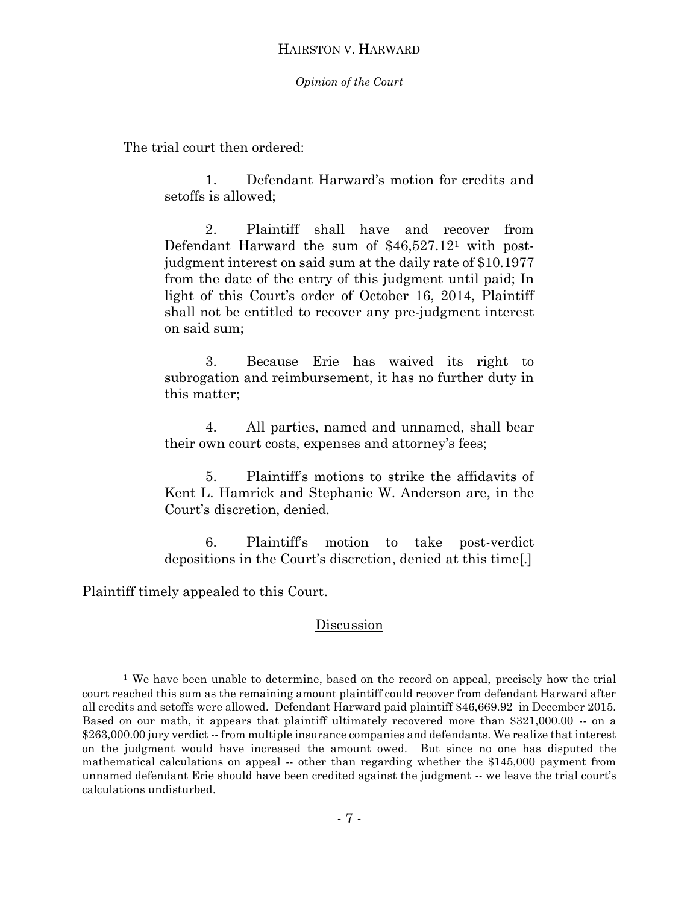The trial court then ordered:

> 1. Defendant Harward's motion for credits and setoffs is allowed;
>
> 2. Plaintiff shall have and recover from Defendant Harward the sum of $46,527.12[1] with post-judgment interest on said sum at the daily rate of $10.1977 from the date of the entry of this judgment until paid; In light of this Court's order of October 16, 2014, Plaintiff shall not be entitled to recover any pre-judgment interest on said sum;
>
> 3. Because Erie has waived its right to subrogation and reimbursement, it has no further duty in this matter;
>
> 4. All parties, named and unnamed, shall bear their own court costs, expenses and attorney's fees;
>
> 5. Plaintiff's motions to strike the affidavits of Kent L. Hamrick and Stephanie W. Anderson are, in the Court's discretion, denied.
>
> 6. Plaintiff's motion to take post-verdict depositions in the Court's discretion, denied at this time[.]

Plaintiff timely appealed to this Court.

## Discussion

---

[1] We have been unable to determine, based on the record on appeal, precisely how the trial court reached this sum as the remaining amount plaintiff could recover from defendant Harward after all credits and setoffs were allowed. Defendant Harward paid plaintiff $46,669.92 in December 2015. Based on our math, it appears that plaintiff ultimately recovered more than $321,000.00 -- on a $263,000.00 jury verdict -- from multiple insurance companies and defendants. We realize that interest on the judgment would have increased the amount owed. But since no one has disputed the mathematical calculations on appeal -- other than regarding whether the $145,000 payment from unnamed defendant Erie should have been credited against the judgment -- we leave the trial court's calculations undisturbed.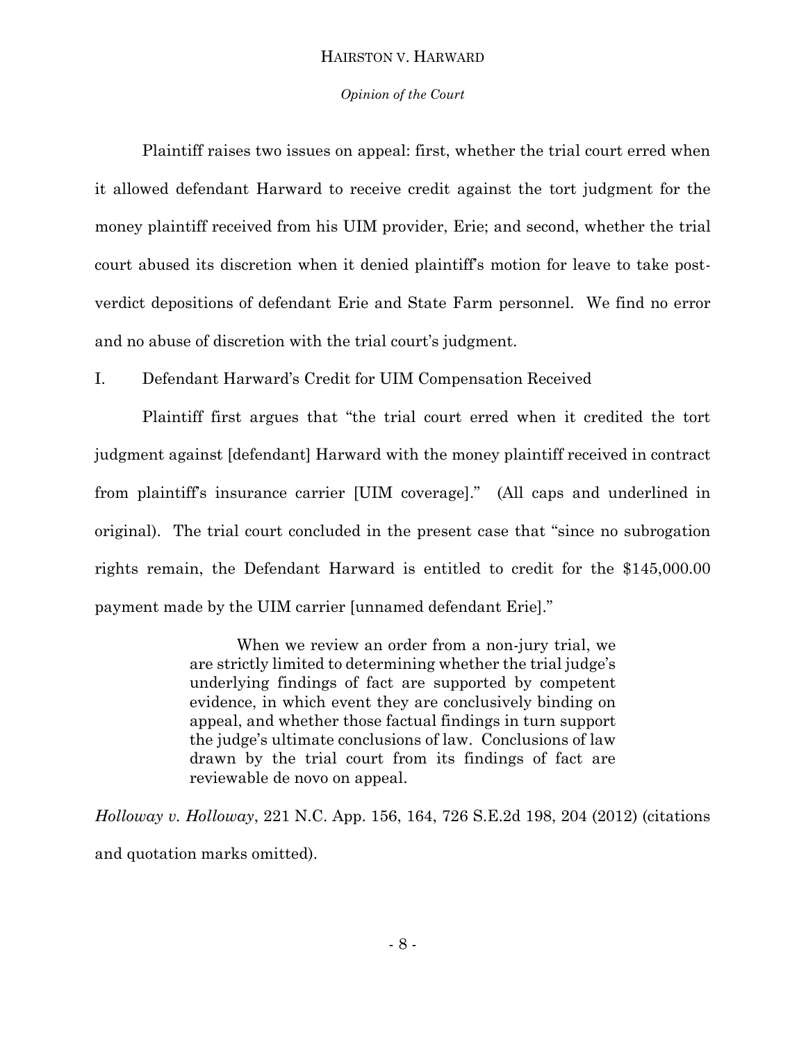Plaintiff raises two issues on appeal: first, whether the trial court erred when it allowed defendant Harward to receive credit against the tort judgment for the money plaintiff received from his UIM provider, Erie; and second, whether the trial court abused its discretion when it denied plaintiff's motion for leave to take post-verdict depositions of defendant Erie and State Farm personnel. We find no error and no abuse of discretion with the trial court's judgment.

I. Defendant Harward's Credit for UIM Compensation Received

Plaintiff first argues that "the trial court erred when it credited the tort judgment against [defendant] Harward with the money plaintiff received in contract from plaintiff's insurance carrier [UIM coverage]." (All caps and underlined in original). The trial court concluded in the present case that "since no subrogation rights remain, the Defendant Harward is entitled to credit for the $145,000.00 payment made by the UIM carrier [unnamed defendant Erie]."

> When we review an order from a non-jury trial, we are strictly limited to determining whether the trial judge's underlying findings of fact are supported by competent evidence, in which event they are conclusively binding on appeal, and whether those factual findings in turn support the judge's ultimate conclusions of law. Conclusions of law drawn by the trial court from its findings of fact are reviewable de novo on appeal.

*Holloway v. Holloway*, 221 N.C. App. 156, 164, 726 S.E.2d 198, 204 (2012) (citations and quotation marks omitted).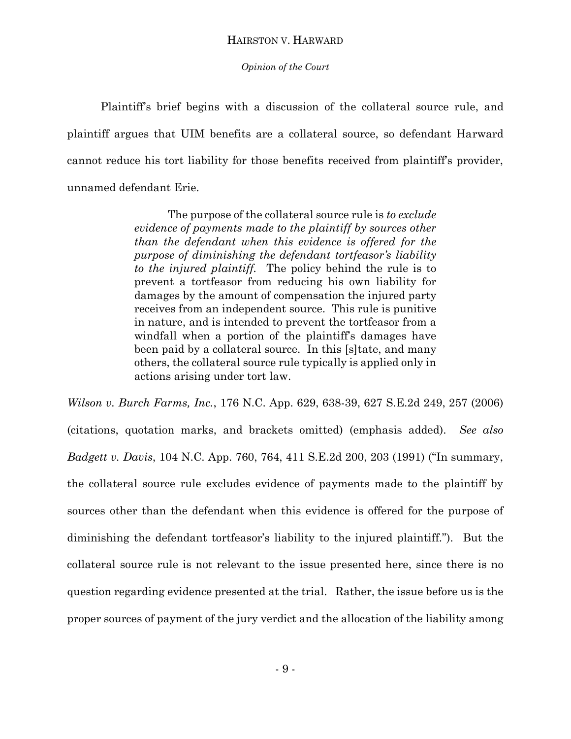Plaintiff's brief begins with a discussion of the collateral source rule, and plaintiff argues that UIM benefits are a collateral source, so defendant Harward cannot reduce his tort liability for those benefits received from plaintiff's provider, unnamed defendant Erie.

> The purpose of the collateral source rule is *to exclude evidence of payments made to the plaintiff by sources other than the defendant when this evidence is offered for the purpose of diminishing the defendant tortfeasor's liability to the injured plaintiff*. The policy behind the rule is to prevent a tortfeasor from reducing his own liability for damages by the amount of compensation the injured party receives from an independent source. This rule is punitive in nature, and is intended to prevent the tortfeasor from a windfall when a portion of the plaintiff's damages have been paid by a collateral source. In this [s]tate, and many others, the collateral source rule typically is applied only in actions arising under tort law.

*Wilson v. Burch Farms, Inc.*, 176 N.C. App. 629, 638-39, 627 S.E.2d 249, 257 (2006) (citations, quotation marks, and brackets omitted) (emphasis added). *See also Badgett v. Davis*, 104 N.C. App. 760, 764, 411 S.E.2d 200, 203 (1991) ("In summary, the collateral source rule excludes evidence of payments made to the plaintiff by sources other than the defendant when this evidence is offered for the purpose of diminishing the defendant tortfeasor's liability to the injured plaintiff."). But the collateral source rule is not relevant to the issue presented here, since there is no question regarding evidence presented at the trial. Rather, the issue before us is the proper sources of payment of the jury verdict and the allocation of the liability among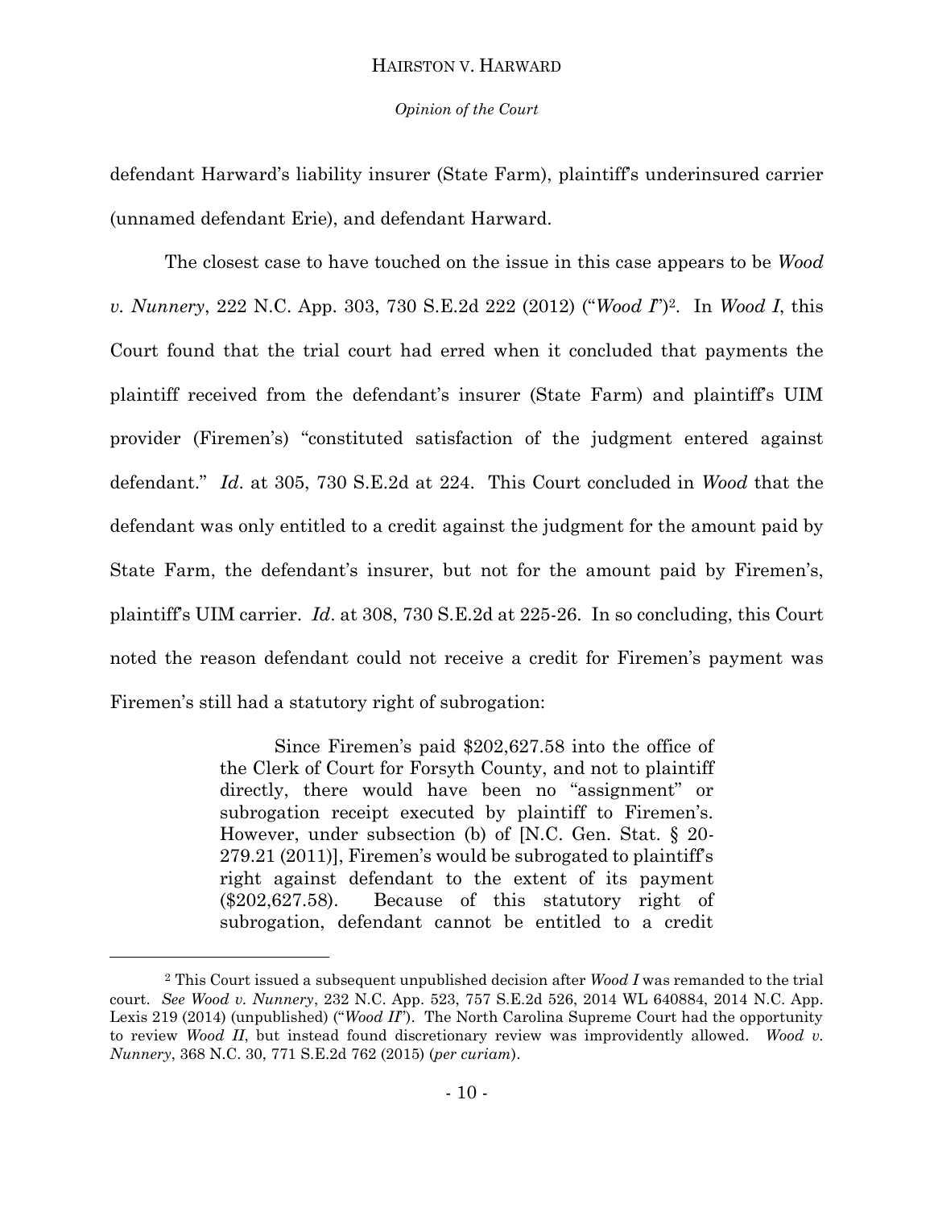defendant Harward's liability insurer (State Farm), plaintiff's underinsured carrier (unnamed defendant Erie), and defendant Harward.

The closest case to have touched on the issue in this case appears to be *Wood v. Nunnery*, 222 N.C. App. 303, 730 S.E.2d 222 (2012) ("*Wood I*")[2]. In *Wood I*, this Court found that the trial court had erred when it concluded that payments the plaintiff received from the defendant's insurer (State Farm) and plaintiff's UIM provider (Firemen's) "constituted satisfaction of the judgment entered against defendant." *Id*. at 305, 730 S.E.2d at 224. This Court concluded in *Wood* that the defendant was only entitled to a credit against the judgment for the amount paid by State Farm, the defendant's insurer, but not for the amount paid by Firemen's, plaintiff's UIM carrier. *Id*. at 308, 730 S.E.2d at 225-26. In so concluding, this Court noted the reason defendant could not receive a credit for Firemen's payment was Firemen's still had a statutory right of subrogation:

> Since Firemen's paid $202,627.58 into the office of the Clerk of Court for Forsyth County, and not to plaintiff directly, there would have been no "assignment" or subrogation receipt executed by plaintiff to Firemen's. However, under subsection (b) of [N.C. Gen. Stat. § 20-279.21 (2011)], Firemen's would be subrogated to plaintiff's right against defendant to the extent of its payment ($202,627.58). Because of this statutory right of subrogation, defendant cannot be entitled to a credit

---

[2] This Court issued a subsequent unpublished decision after *Wood I* was remanded to the trial court. *See Wood v. Nunnery*, 232 N.C. App. 523, 757 S.E.2d 526, 2014 WL 640884, 2014 N.C. App. Lexis 219 (2014) (unpublished) ("*Wood II*"). The North Carolina Supreme Court had the opportunity to review *Wood II*, but instead found discretionary review was improvidently allowed. *Wood v. Nunnery*, 368 N.C. 30, 771 S.E.2d 762 (2015) (*per curiam*).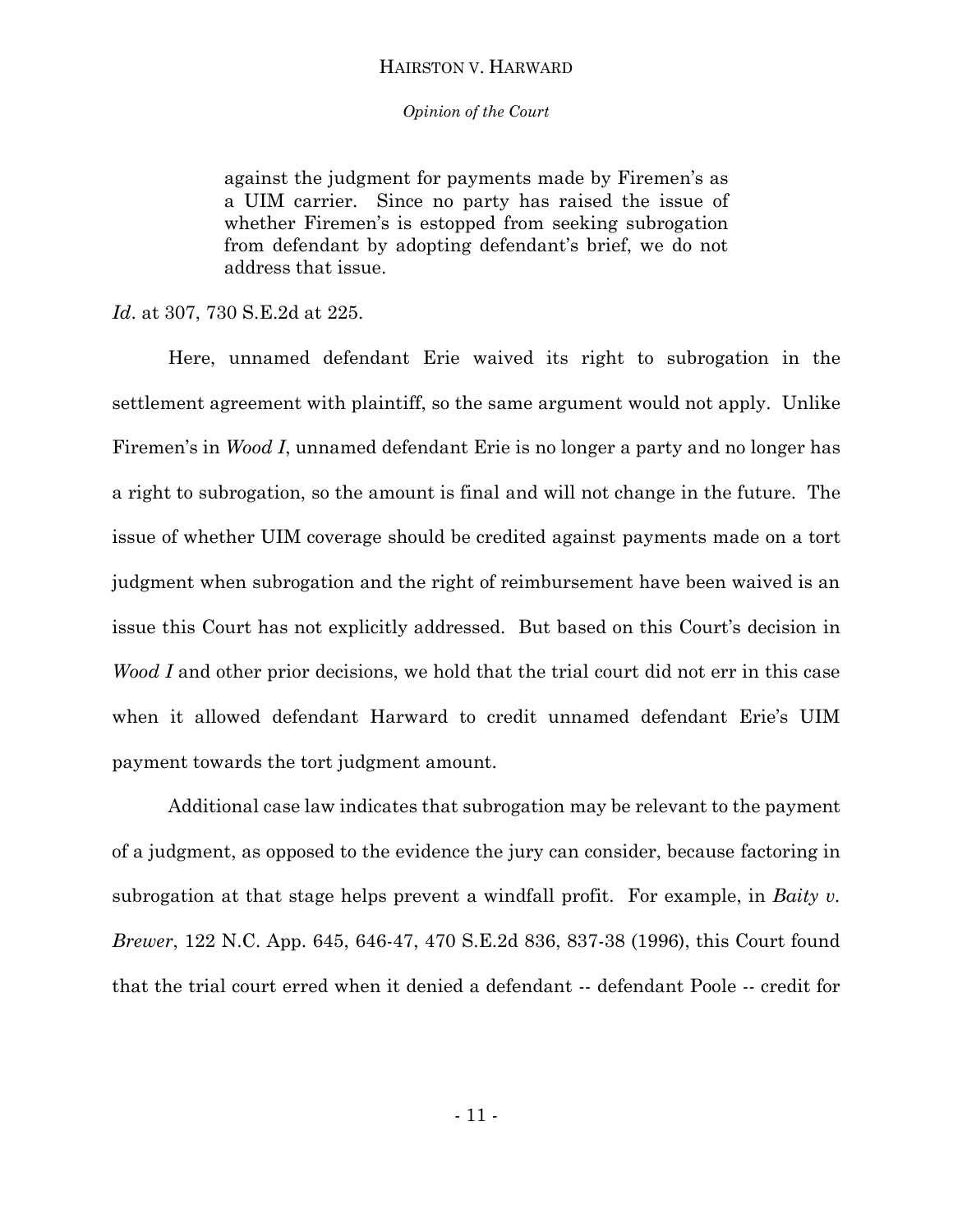> against the judgment for payments made by Firemen's as a UIM carrier. Since no party has raised the issue of whether Firemen's is estopped from seeking subrogation from defendant by adopting defendant's brief, we do not address that issue.

*Id*. at 307, 730 S.E.2d at 225.

Here, unnamed defendant Erie waived its right to subrogation in the settlement agreement with plaintiff, so the same argument would not apply. Unlike Firemen's in *Wood I*, unnamed defendant Erie is no longer a party and no longer has a right to subrogation, so the amount is final and will not change in the future. The issue of whether UIM coverage should be credited against payments made on a tort judgment when subrogation and the right of reimbursement have been waived is an issue this Court has not explicitly addressed. But based on this Court's decision in *Wood I* and other prior decisions, we hold that the trial court did not err in this case when it allowed defendant Harward to credit unnamed defendant Erie's UIM payment towards the tort judgment amount.

Additional case law indicates that subrogation may be relevant to the payment of a judgment, as opposed to the evidence the jury can consider, because factoring in subrogation at that stage helps prevent a windfall profit. For example, in *Baity v. Brewer*, 122 N.C. App. 645, 646-47, 470 S.E.2d 836, 837-38 (1996), this Court found that the trial court erred when it denied a defendant -- defendant Poole -- credit for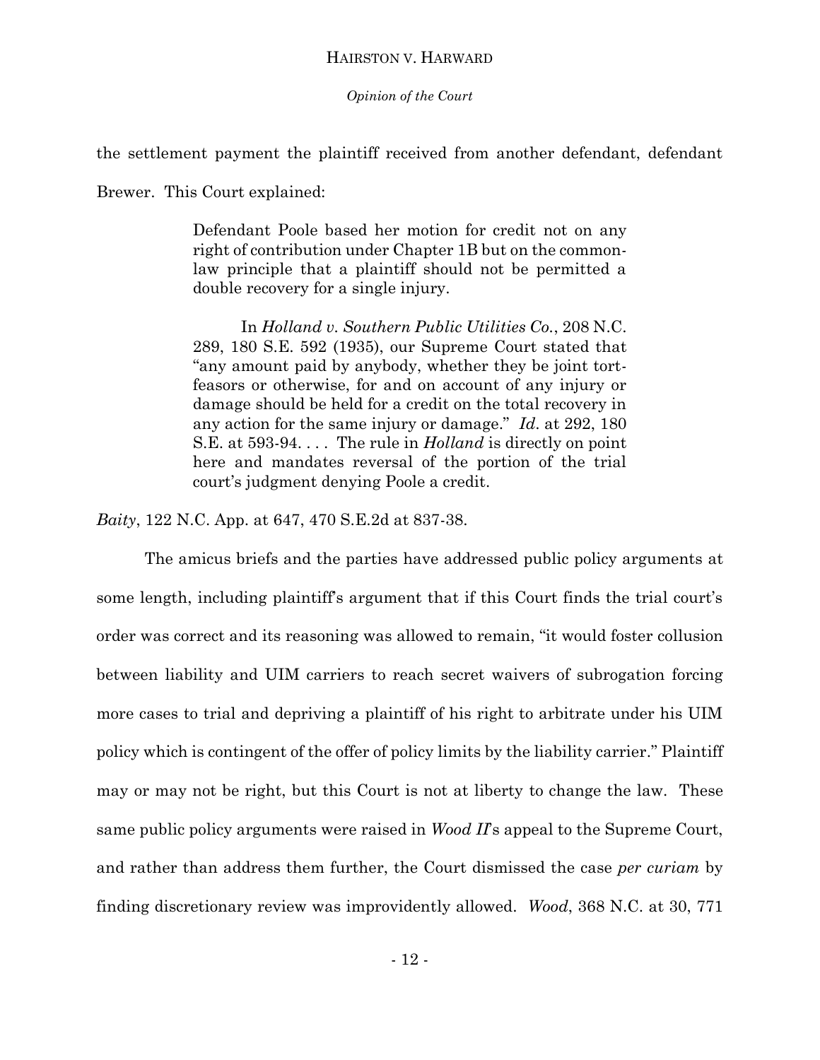the settlement payment the plaintiff received from another defendant, defendant Brewer. This Court explained:

> Defendant Poole based her motion for credit not on any right of contribution under Chapter 1B but on the common-law principle that a plaintiff should not be permitted a double recovery for a single injury.
>
> In *Holland v. Southern Public Utilities Co.*, 208 N.C. 289, 180 S.E. 592 (1935), our Supreme Court stated that "any amount paid by anybody, whether they be joint tort-feasors or otherwise, for and on account of any injury or damage should be held for a credit on the total recovery in any action for the same injury or damage." *Id*. at 292, 180 S.E. at 593-94. . . . The rule in *Holland* is directly on point here and mandates reversal of the portion of the trial court's judgment denying Poole a credit.

*Baity*, 122 N.C. App. at 647, 470 S.E.2d at 837-38.

The amicus briefs and the parties have addressed public policy arguments at some length, including plaintiff's argument that if this Court finds the trial court's order was correct and its reasoning was allowed to remain, "it would foster collusion between liability and UIM carriers to reach secret waivers of subrogation forcing more cases to trial and depriving a plaintiff of his right to arbitrate under his UIM policy which is contingent of the offer of policy limits by the liability carrier." Plaintiff may or may not be right, but this Court is not at liberty to change the law. These same public policy arguments were raised in *Wood II*'s appeal to the Supreme Court, and rather than address them further, the Court dismissed the case *per curiam* by finding discretionary review was improvidently allowed. *Wood*, 368 N.C. at 30, 771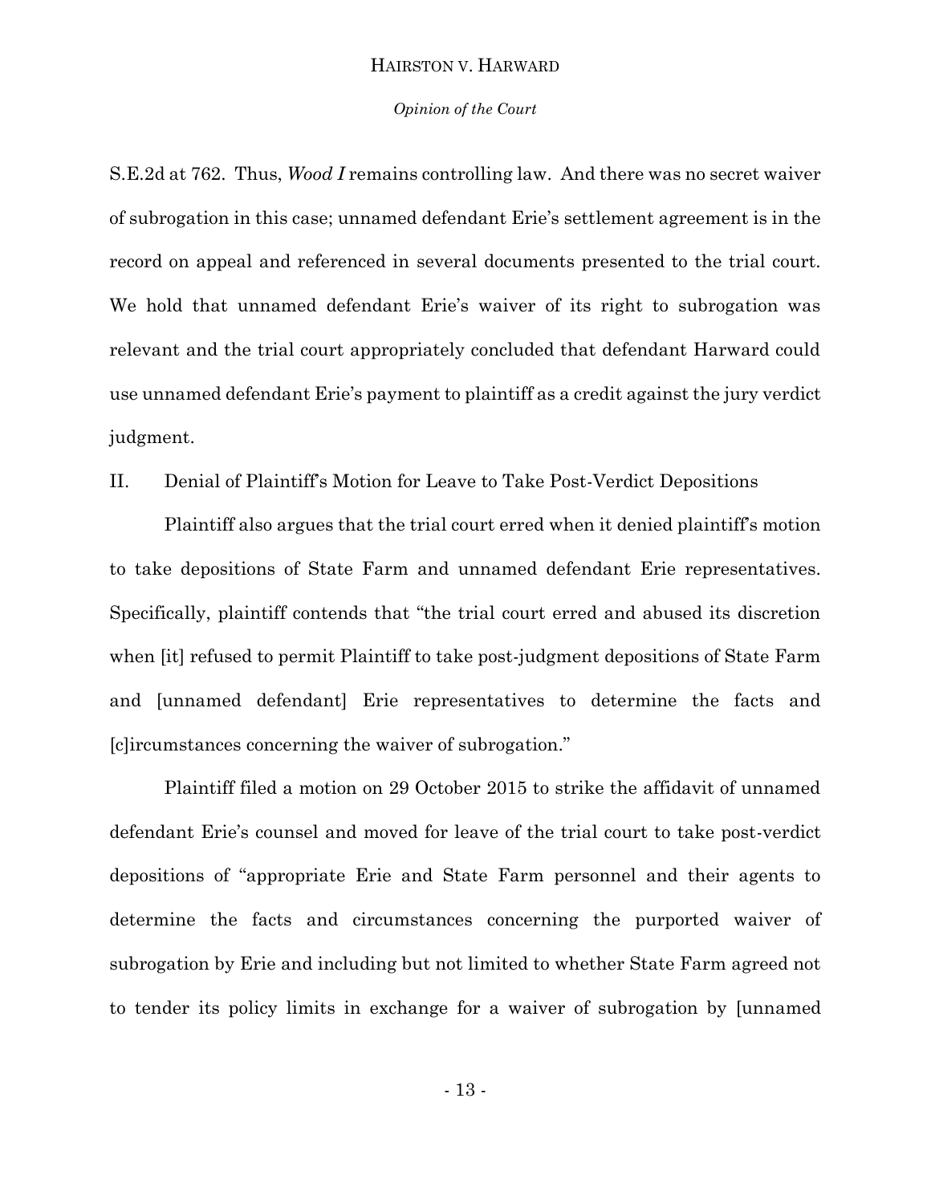S.E.2d at 762. Thus, *Wood I* remains controlling law. And there was no secret waiver of subrogation in this case; unnamed defendant Erie's settlement agreement is in the record on appeal and referenced in several documents presented to the trial court. We hold that unnamed defendant Erie's waiver of its right to subrogation was relevant and the trial court appropriately concluded that defendant Harward could use unnamed defendant Erie's payment to plaintiff as a credit against the jury verdict judgment.

## II. Denial of Plaintiff's Motion for Leave to Take Post-Verdict Depositions

Plaintiff also argues that the trial court erred when it denied plaintiff's motion to take depositions of State Farm and unnamed defendant Erie representatives. Specifically, plaintiff contends that "the trial court erred and abused its discretion when [it] refused to permit Plaintiff to take post-judgment depositions of State Farm and [unnamed defendant] Erie representatives to determine the facts and [c]ircumstances concerning the waiver of subrogation."

Plaintiff filed a motion on 29 October 2015 to strike the affidavit of unnamed defendant Erie's counsel and moved for leave of the trial court to take post-verdict depositions of "appropriate Erie and State Farm personnel and their agents to determine the facts and circumstances concerning the purported waiver of subrogation by Erie and including but not limited to whether State Farm agreed not to tender its policy limits in exchange for a waiver of subrogation by [unnamed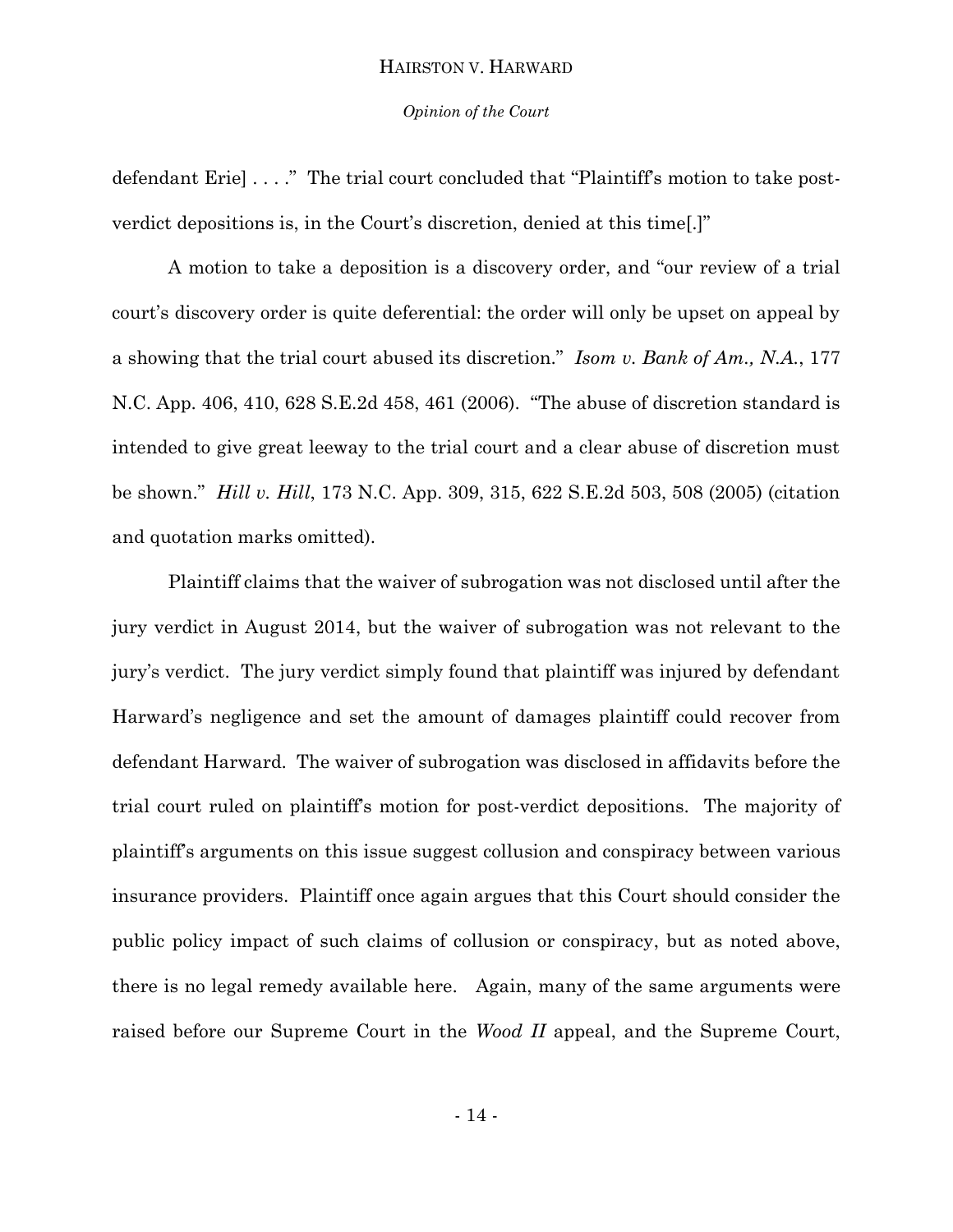defendant Erie] . . . ." The trial court concluded that "Plaintiff's motion to take post-verdict depositions is, in the Court's discretion, denied at this time[.]"

A motion to take a deposition is a discovery order, and "our review of a trial court's discovery order is quite deferential: the order will only be upset on appeal by a showing that the trial court abused its discretion." *Isom v. Bank of Am., N.A.*, 177 N.C. App. 406, 410, 628 S.E.2d 458, 461 (2006). "The abuse of discretion standard is intended to give great leeway to the trial court and a clear abuse of discretion must be shown." *Hill v. Hill*, 173 N.C. App. 309, 315, 622 S.E.2d 503, 508 (2005) (citation and quotation marks omitted).

Plaintiff claims that the waiver of subrogation was not disclosed until after the jury verdict in August 2014, but the waiver of subrogation was not relevant to the jury's verdict. The jury verdict simply found that plaintiff was injured by defendant Harward's negligence and set the amount of damages plaintiff could recover from defendant Harward. The waiver of subrogation was disclosed in affidavits before the trial court ruled on plaintiff's motion for post-verdict depositions. The majority of plaintiff's arguments on this issue suggest collusion and conspiracy between various insurance providers. Plaintiff once again argues that this Court should consider the public policy impact of such claims of collusion or conspiracy, but as noted above, there is no legal remedy available here. Again, many of the same arguments were raised before our Supreme Court in the *Wood II* appeal, and the Supreme Court,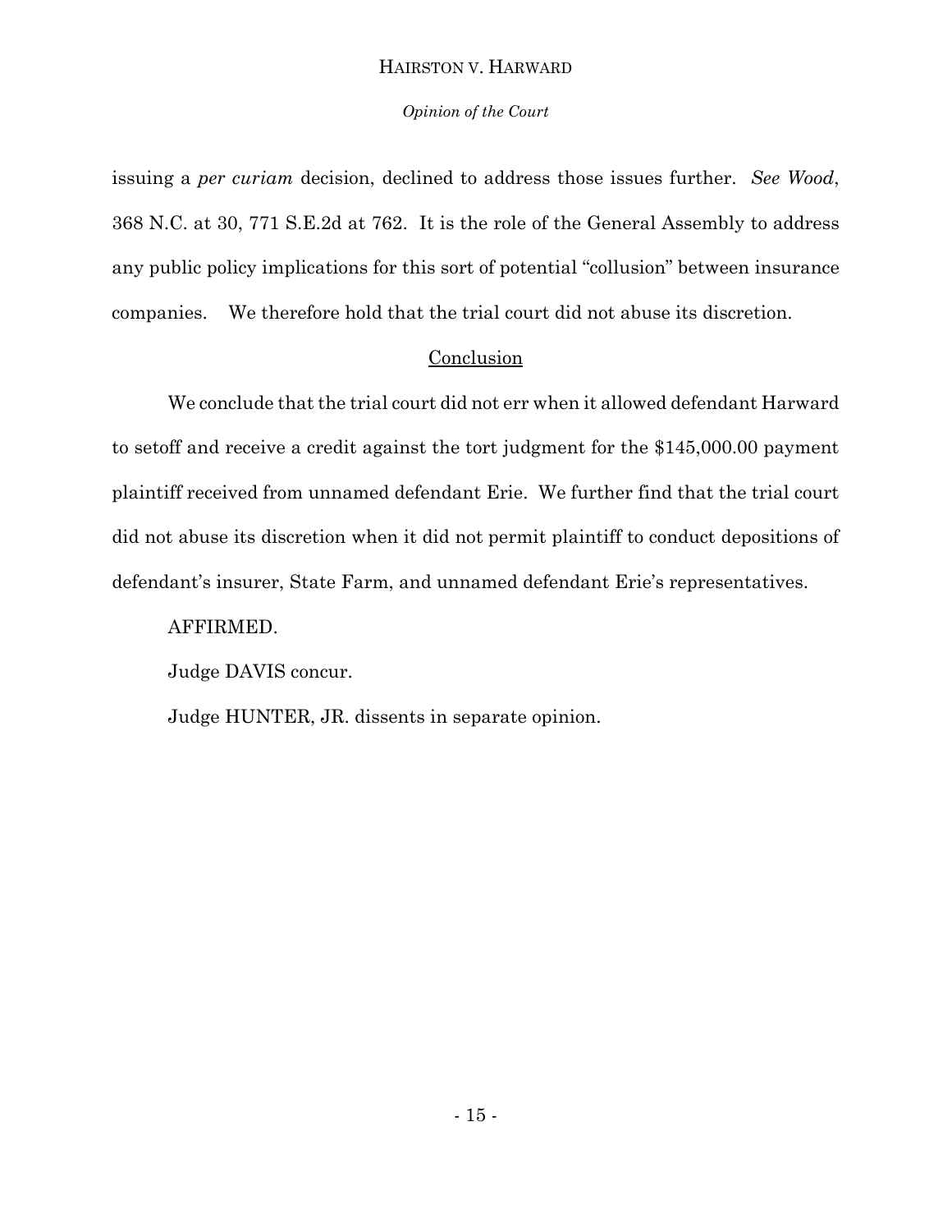issuing a *per curiam* decision, declined to address those issues further. *See Wood*, 368 N.C. at 30, 771 S.E.2d at 762. It is the role of the General Assembly to address any public policy implications for this sort of potential "collusion" between insurance companies. We therefore hold that the trial court did not abuse its discretion.

## Conclusion

We conclude that the trial court did not err when it allowed defendant Harward to setoff and receive a credit against the tort judgment for the $145,000.00 payment plaintiff received from unnamed defendant Erie. We further find that the trial court did not abuse its discretion when it did not permit plaintiff to conduct depositions of defendant's insurer, State Farm, and unnamed defendant Erie's representatives.

AFFIRMED.

Judge DAVIS concur.

Judge HUNTER, JR. dissents in separate opinion.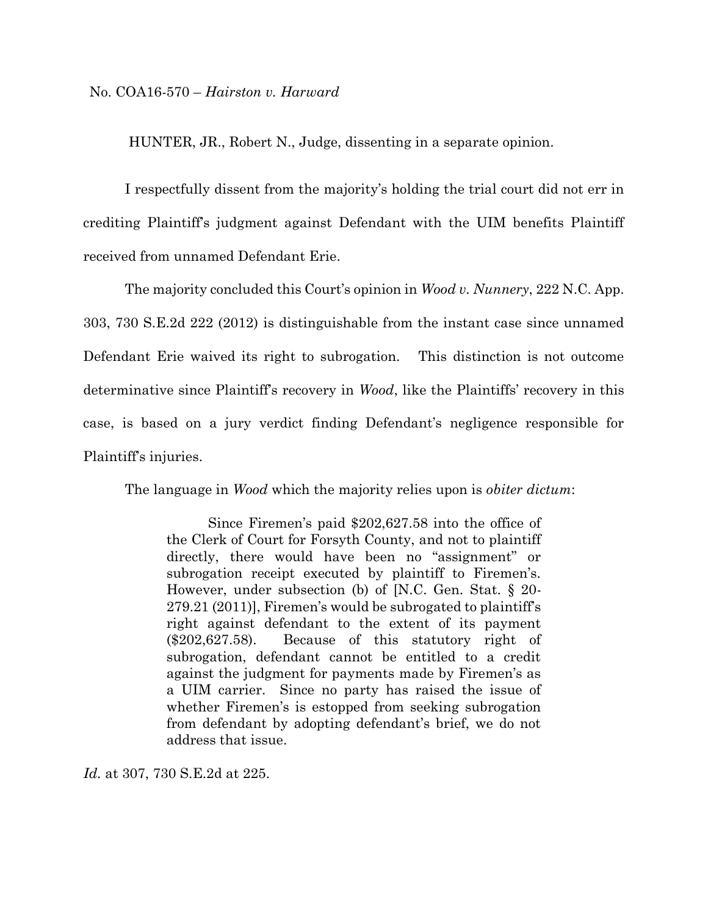No. COA16-570 – *Hairston v. Harward*

HUNTER, JR., Robert N., Judge, dissenting in a separate opinion.

I respectfully dissent from the majority's holding the trial court did not err in crediting Plaintiff's judgment against Defendant with the UIM benefits Plaintiff received from unnamed Defendant Erie.

The majority concluded this Court's opinion in *Wood v. Nunnery*, 222 N.C. App. 303, 730 S.E.2d 222 (2012) is distinguishable from the instant case since unnamed Defendant Erie waived its right to subrogation. This distinction is not outcome determinative since Plaintiff's recovery in *Wood*, like the Plaintiffs' recovery in this case, is based on a jury verdict finding Defendant's negligence responsible for Plaintiff's injuries.

The language in *Wood* which the majority relies upon is *obiter dictum*:

> Since Firemen's paid $202,627.58 into the office of the Clerk of Court for Forsyth County, and not to plaintiff directly, there would have been no "assignment" or subrogation receipt executed by plaintiff to Firemen's. However, under subsection (b) of [N.C. Gen. Stat. § 20-279.21 (2011)], Firemen's would be subrogated to plaintiff's right against defendant to the extent of its payment ($202,627.58). Because of this statutory right of subrogation, defendant cannot be entitled to a credit against the judgment for payments made by Firemen's as a UIM carrier. Since no party has raised the issue of whether Firemen's is estopped from seeking subrogation from defendant by adopting defendant's brief, we do not address that issue.

*Id.* at 307, 730 S.E.2d at 225.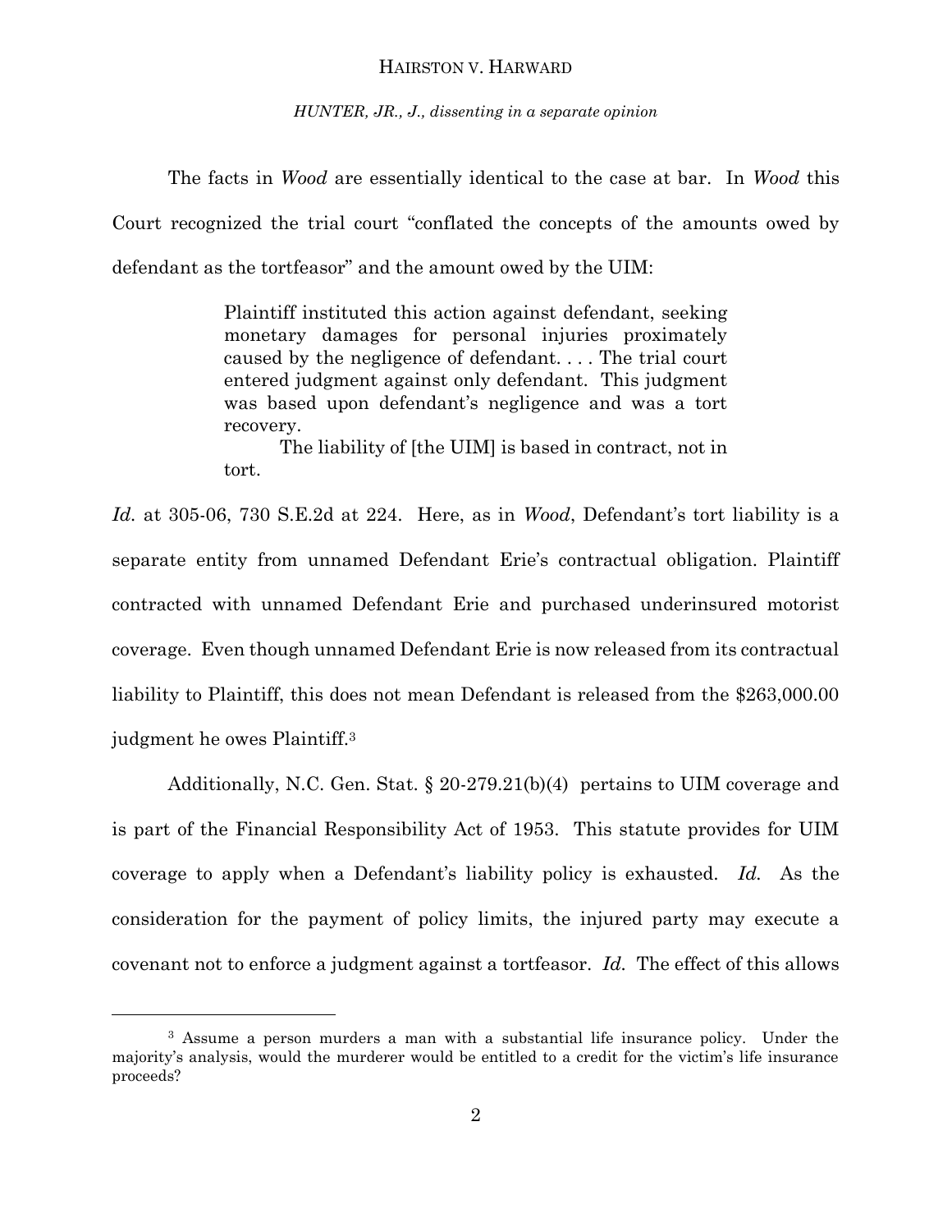The facts in *Wood* are essentially identical to the case at bar. In *Wood* this Court recognized the trial court "conflated the concepts of the amounts owed by defendant as the tortfeasor" and the amount owed by the UIM:

> Plaintiff instituted this action against defendant, seeking monetary damages for personal injuries proximately caused by the negligence of defendant. . . . The trial court entered judgment against only defendant. This judgment was based upon defendant's negligence and was a tort recovery.
>
> The liability of [the UIM] is based in contract, not in tort.

*Id.* at 305-06, 730 S.E.2d at 224. Here, as in *Wood*, Defendant's tort liability is a separate entity from unnamed Defendant Erie's contractual obligation. Plaintiff contracted with unnamed Defendant Erie and purchased underinsured motorist coverage. Even though unnamed Defendant Erie is now released from its contractual liability to Plaintiff, this does not mean Defendant is released from the $263,000.00 judgment he owes Plaintiff.[3]

Additionally, N.C. Gen. Stat. § 20-279.21(b)(4) pertains to UIM coverage and is part of the Financial Responsibility Act of 1953. This statute provides for UIM coverage to apply when a Defendant's liability policy is exhausted. *Id.* As the consideration for the payment of policy limits, the injured party may execute a covenant not to enforce a judgment against a tortfeasor. *Id.* The effect of this allows

---

[3] Assume a person murders a man with a substantial life insurance policy. Under the majority's analysis, would the murderer would be entitled to a credit for the victim's life insurance proceeds?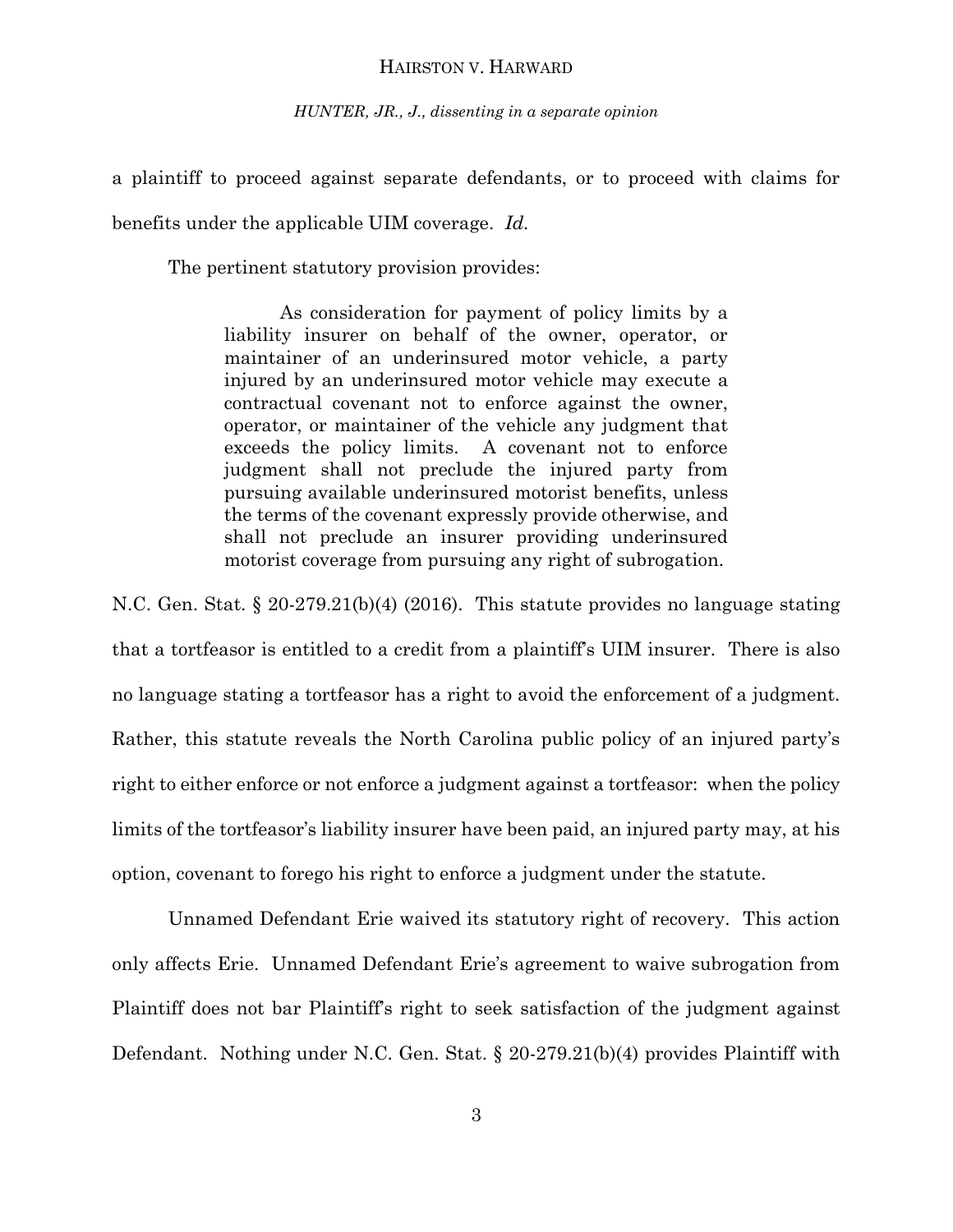a plaintiff to proceed against separate defendants, or to proceed with claims for benefits under the applicable UIM coverage. *Id.*

The pertinent statutory provision provides:

> As consideration for payment of policy limits by a liability insurer on behalf of the owner, operator, or maintainer of an underinsured motor vehicle, a party injured by an underinsured motor vehicle may execute a contractual covenant not to enforce against the owner, operator, or maintainer of the vehicle any judgment that exceeds the policy limits. A covenant not to enforce judgment shall not preclude the injured party from pursuing available underinsured motorist benefits, unless the terms of the covenant expressly provide otherwise, and shall not preclude an insurer providing underinsured motorist coverage from pursuing any right of subrogation.

N.C. Gen. Stat. § 20-279.21(b)(4) (2016). This statute provides no language stating that a tortfeasor is entitled to a credit from a plaintiff's UIM insurer. There is also no language stating a tortfeasor has a right to avoid the enforcement of a judgment. Rather, this statute reveals the North Carolina public policy of an injured party's right to either enforce or not enforce a judgment against a tortfeasor: when the policy limits of the tortfeasor's liability insurer have been paid, an injured party may, at his option, covenant to forego his right to enforce a judgment under the statute.

Unnamed Defendant Erie waived its statutory right of recovery. This action only affects Erie. Unnamed Defendant Erie's agreement to waive subrogation from Plaintiff does not bar Plaintiff's right to seek satisfaction of the judgment against Defendant. Nothing under N.C. Gen. Stat. § 20-279.21(b)(4) provides Plaintiff with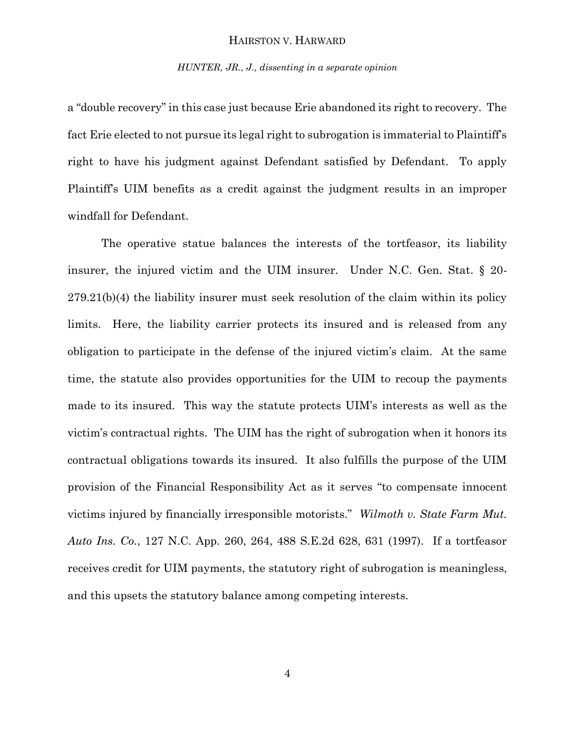a "double recovery" in this case just because Erie abandoned its right to recovery. The fact Erie elected to not pursue its legal right to subrogation is immaterial to Plaintiff's right to have his judgment against Defendant satisfied by Defendant. To apply Plaintiff's UIM benefits as a credit against the judgment results in an improper windfall for Defendant.

The operative statue balances the interests of the tortfeasor, its liability insurer, the injured victim and the UIM insurer. Under N.C. Gen. Stat. § 20-279.21(b)(4) the liability insurer must seek resolution of the claim within its policy limits. Here, the liability carrier protects its insured and is released from any obligation to participate in the defense of the injured victim's claim. At the same time, the statute also provides opportunities for the UIM to recoup the payments made to its insured. This way the statute protects UIM's interests as well as the victim's contractual rights. The UIM has the right of subrogation when it honors its contractual obligations towards its insured. It also fulfills the purpose of the UIM provision of the Financial Responsibility Act as it serves "to compensate innocent victims injured by financially irresponsible motorists." *Wilmoth v. State Farm Mut. Auto Ins. Co.*, 127 N.C. App. 260, 264, 488 S.E.2d 628, 631 (1997). If a tortfeasor receives credit for UIM payments, the statutory right of subrogation is meaningless, and this upsets the statutory balance among competing interests.